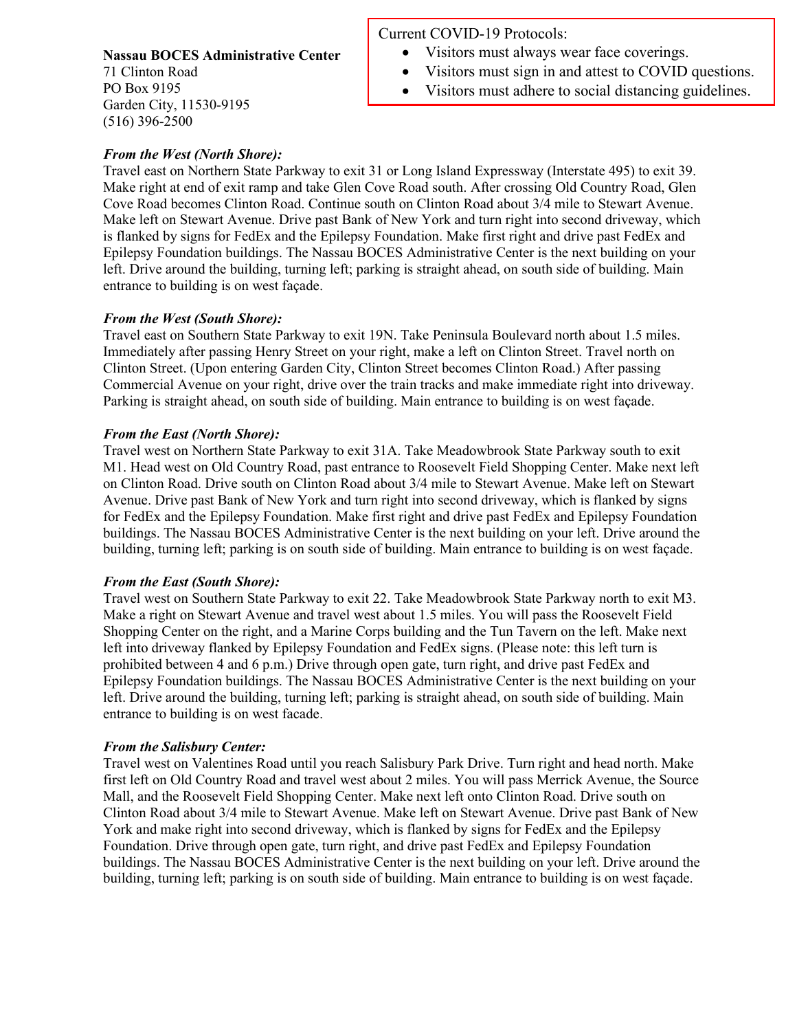**Nassau BOCES Administrative Center**
71 Clinton Road
PO Box 9195
Garden City, 11530-9195
(516) 396-2500

Current COVID-19 Protocols:

- Visitors must always wear face coverings.
- Visitors must sign in and attest to COVID questions.
- Visitors must adhere to social distancing guidelines.

***From the West (North Shore):***

Travel east on Northern State Parkway to exit 31 or Long Island Expressway (Interstate 495) to exit 39. Make right at end of exit ramp and take Glen Cove Road south. After crossing Old Country Road, Glen Cove Road becomes Clinton Road. Continue south on Clinton Road about 3/4 mile to Stewart Avenue. Make left on Stewart Avenue. Drive past Bank of New York and turn right into second driveway, which is flanked by signs for FedEx and the Epilepsy Foundation. Make first right and drive past FedEx and Epilepsy Foundation buildings. The Nassau BOCES Administrative Center is the next building on your left. Drive around the building, turning left; parking is straight ahead, on south side of building. Main entrance to building is on west façade.

***From the West (South Shore):***

Travel east on Southern State Parkway to exit 19N. Take Peninsula Boulevard north about 1.5 miles. Immediately after passing Henry Street on your right, make a left on Clinton Street. Travel north on Clinton Street. (Upon entering Garden City, Clinton Street becomes Clinton Road.) After passing Commercial Avenue on your right, drive over the train tracks and make immediate right into driveway. Parking is straight ahead, on south side of building. Main entrance to building is on west façade.

***From the East (North Shore):***

Travel west on Northern State Parkway to exit 31A. Take Meadowbrook State Parkway south to exit M1. Head west on Old Country Road, past entrance to Roosevelt Field Shopping Center. Make next left on Clinton Road. Drive south on Clinton Road about 3/4 mile to Stewart Avenue. Make left on Stewart Avenue. Drive past Bank of New York and turn right into second driveway, which is flanked by signs for FedEx and the Epilepsy Foundation. Make first right and drive past FedEx and Epilepsy Foundation buildings. The Nassau BOCES Administrative Center is the next building on your left. Drive around the building, turning left; parking is on south side of building. Main entrance to building is on west façade.

***From the East (South Shore):***

Travel west on Southern State Parkway to exit 22. Take Meadowbrook State Parkway north to exit M3. Make a right on Stewart Avenue and travel west about 1.5 miles. You will pass the Roosevelt Field Shopping Center on the right, and a Marine Corps building and the Tun Tavern on the left. Make next left into driveway flanked by Epilepsy Foundation and FedEx signs. (Please note: this left turn is prohibited between 4 and 6 p.m.) Drive through open gate, turn right, and drive past FedEx and Epilepsy Foundation buildings. The Nassau BOCES Administrative Center is the next building on your left. Drive around the building, turning left; parking is straight ahead, on south side of building. Main entrance to building is on west facade.

***From the Salisbury Center:***

Travel west on Valentines Road until you reach Salisbury Park Drive. Turn right and head north. Make first left on Old Country Road and travel west about 2 miles. You will pass Merrick Avenue, the Source Mall, and the Roosevelt Field Shopping Center. Make next left onto Clinton Road. Drive south on Clinton Road about 3/4 mile to Stewart Avenue. Make left on Stewart Avenue. Drive past Bank of New York and make right into second driveway, which is flanked by signs for FedEx and the Epilepsy Foundation. Drive through open gate, turn right, and drive past FedEx and Epilepsy Foundation buildings. The Nassau BOCES Administrative Center is the next building on your left. Drive around the building, turning left; parking is on south side of building. Main entrance to building is on west façade.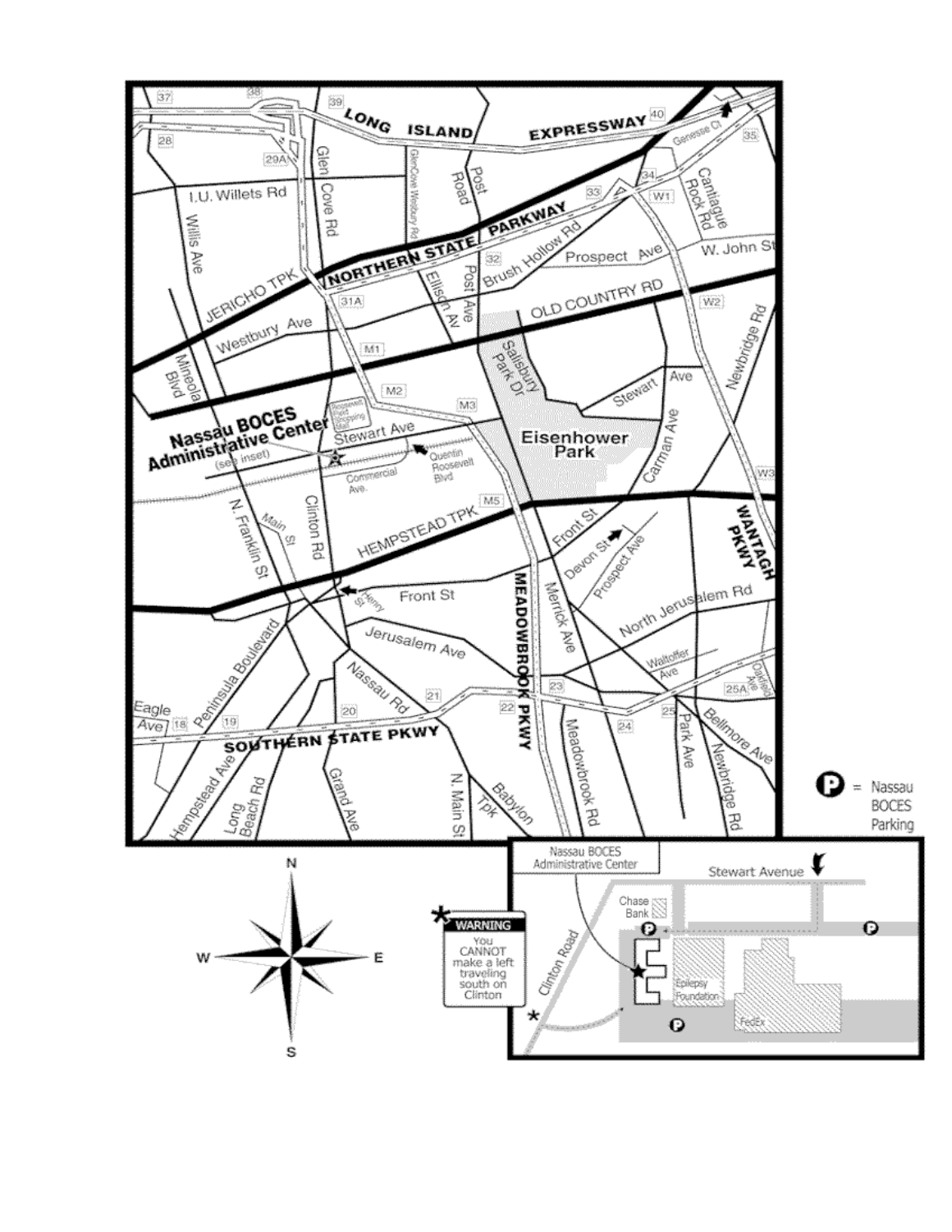LONG ISLAND EXPRESSWAY

NORTHERN STATE PARKWAY

SOUTHERN STATE PKWY

MEADOWBROOK PKWY

WANTAGH PKWY

JERICHO TPK

OLD COUNTRY RD

HEMPSTEAD TPK

Nassau BOCES Administrative Center

(see inset)

Stewart Ave

Commercial Ave.

Quentin Roosevelt Blvd

Roosevelt Field Shopping Mall

Eisenhower Park

Salisbury Park Dr

I.U. Willets Rd

Willis Ave

Glen Cove Rd

GlenCove Westbury Rd

Post Road

Post Ave

Ellison Av

Brush Hollow Rd

Prospect Ave

W. John St

Cantiague Rock Rd

Genesee Ct

Westbury Ave

Mineola Blvd

Stewart Ave

Carman Ave

Newbridge Rd

N. Franklin St

Main St

Clinton Rd

Front St

Henry St

Devon St

Prospect Ave

North Jerusalem Rd

Jerusalem Ave

Merrick Ave

Wantagh Ave

Nassau Rd

Eagle Ave

Peninsula Boulevard

Hempstead Ave

Long Beach Rd

Grand Ave

N. Main St

Babylon Tpk

Meadowbrook Rd

Park Ave

Bellmore Ave

Newbridge Rd

Oakfield Ave

37 38 39 40 28 29A 33 34 35 W1 32 31A W2 M1 M2 M3 W3 M5 21 22 23 24 25 25A 18 19 20

N E S W

P = Nassau BOCES Parking

Nassau BOCES Administrative Center

Stewart Avenue

Chase Bank

Clinton Road

Epilepsy Foundation

FedEx

* WARNING You CANNOT make a left traveling south on Clinton